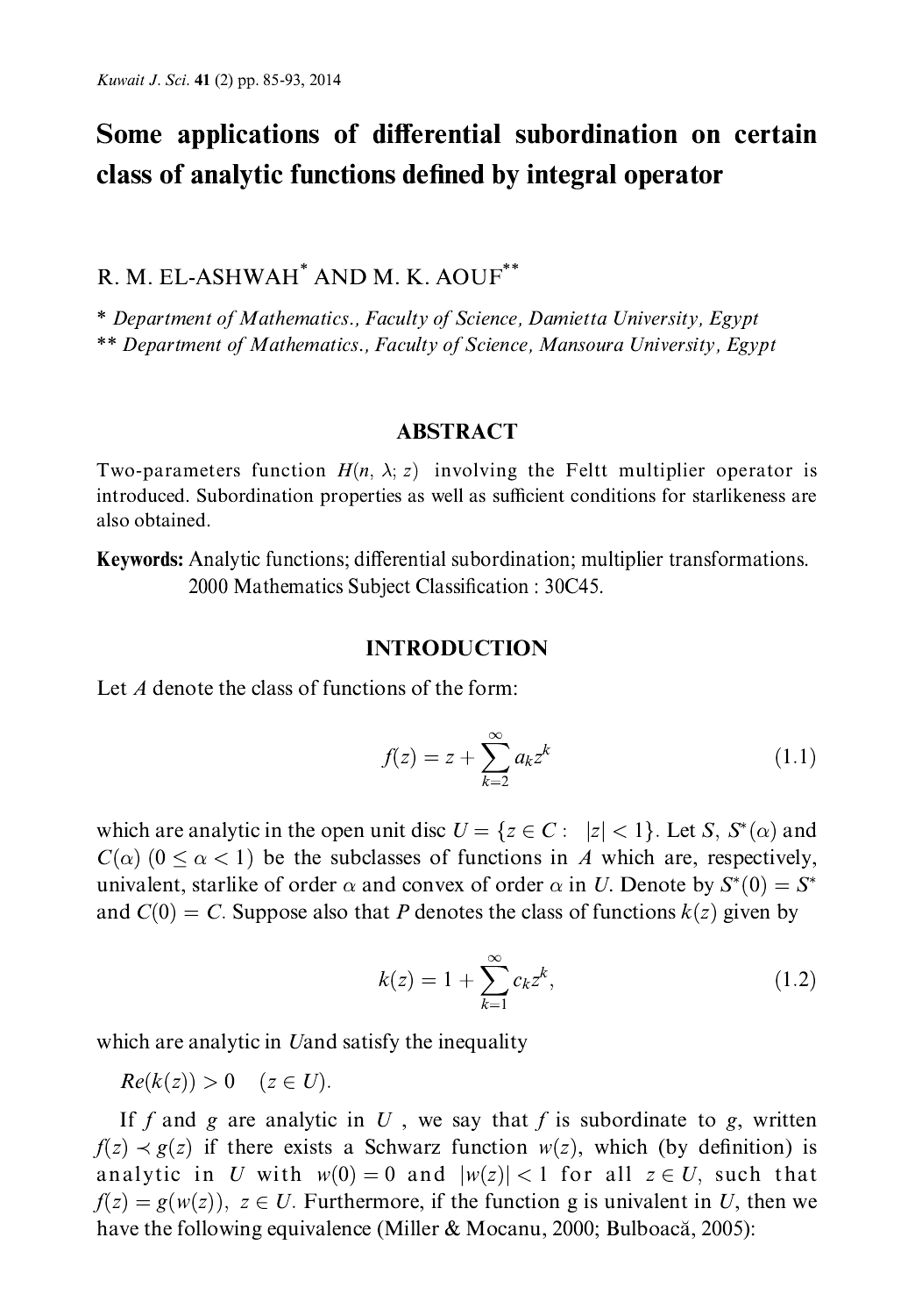# Some applications of differential subordination on certain class of analytic functions defined by integral operator

R. M. EL-ASHWAH[*] AND M. K. AOUF[**]

[*] *Department of Mathematics., Faculty of Science, Damietta University, Egypt*
[**] *Department of Mathematics., Faculty of Science, Mansoura University, Egypt*

## ABSTRACT

Two-parameters function $H(n, \lambda; z)$ involving the Feltt multiplier operator is introduced. Subordination properties as well as sufficient conditions for starlikeness are also obtained.

**Keywords:** Analytic functions; differential subordination; multiplier transformations.
2000 Mathematics Subject Classification : 30C45.

## INTRODUCTION

Let $A$ denote the class of functions of the form:

$$f(z) = z + \sum_{k=2}^{\infty} a_k z^k \tag{1.1}$$

which are analytic in the open unit disc $U = \{z \in C : \ |z| < 1\}$. Let $S$, $S^*(\alpha)$ and $C(\alpha)$ $(0 \leq \alpha < 1)$ be the subclasses of functions in $A$ which are, respectively, univalent, starlike of order $\alpha$ and convex of order $\alpha$ in $U$. Denote by $S^*(0) = S^*$ and $C(0) = C$. Suppose also that $P$ denotes the class of functions $k(z)$ given by

$$k(z) = 1 + \sum_{k=1}^{\infty} c_k z^k, \tag{1.2}$$

which are analytic in $U$and satisfy the inequality

$Re(k(z)) > 0 \quad (z \in U).$

If $f$ and $g$ are analytic in $U$ , we say that $f$ is subordinate to $g$, written $f(z) \prec g(z)$ if there exists a Schwarz function $w(z)$, which (by definition) is analytic in $U$ with $w(0) = 0$ and $|w(z)| < 1$ for all $z \in U$, such that $f(z) = g(w(z)),\ z \in U$. Furthermore, if the function g is univalent in $U$, then we have the following equivalence (Miller & Mocanu, 2000; Bulboacă, 2005):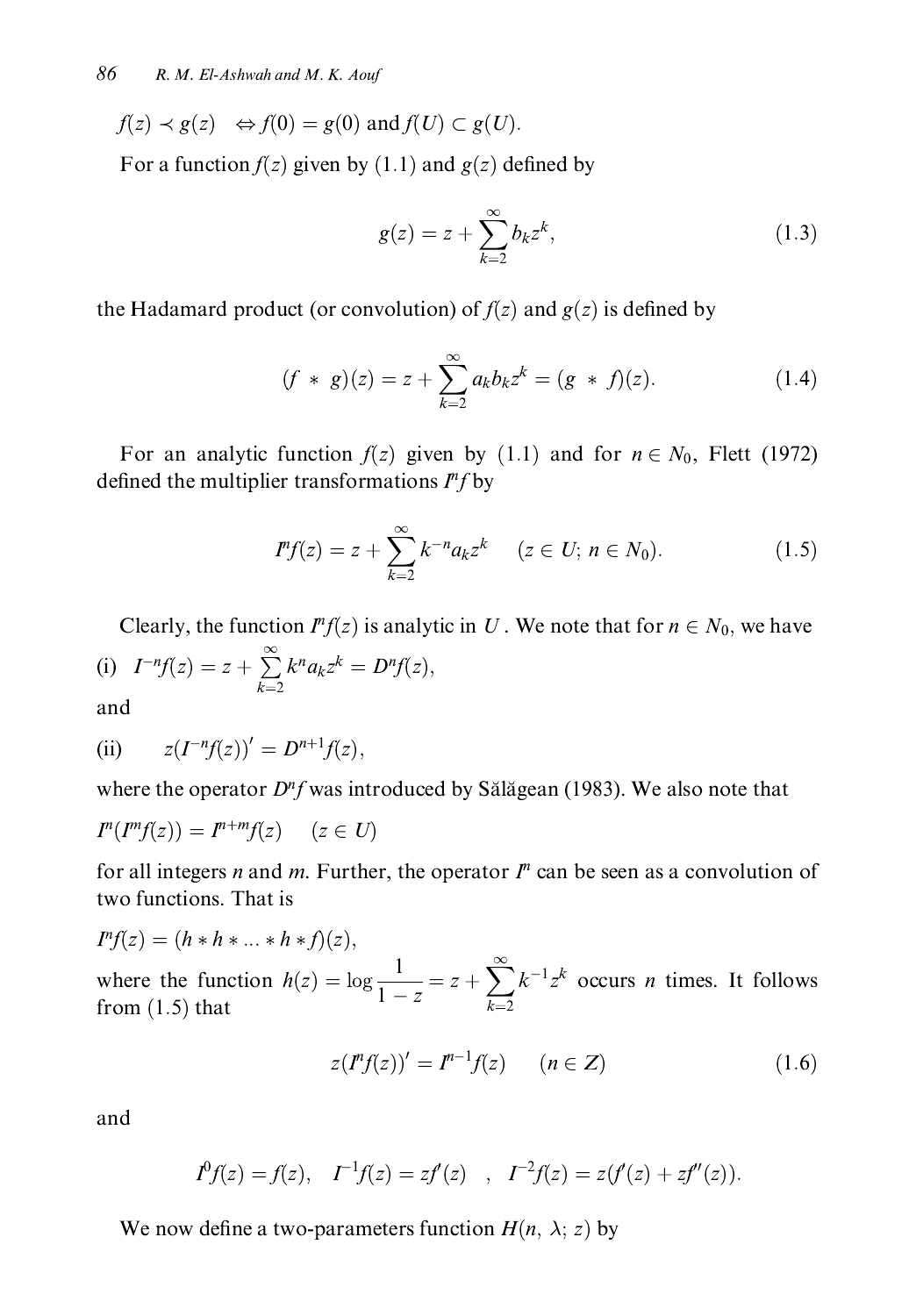$f(z) \prec g(z) \quad \Leftrightarrow f(0) = g(0)$ and $f(U) \subset g(U)$.

For a function $f(z)$ given by (1.1) and $g(z)$ defined by

$$g(z) = z + \sum_{k=2}^{\infty} b_k z^k, \tag{1.3}$$

the Hadamard product (or convolution) of $f(z)$ and $g(z)$ is defined by

$$(f * g)(z) = z + \sum_{k=2}^{\infty} a_k b_k z^k = (g * f)(z). \tag{1.4}$$

For an analytic function $f(z)$ given by (1.1) and for $n \in N_0$, Flett (1972) defined the multiplier transformations $I^n f$ by

$$I^n f(z) = z + \sum_{k=2}^{\infty} k^{-n} a_k z^k \qquad (z \in U;\ n \in N_0). \tag{1.5}$$

Clearly, the function $I^n f(z)$ is analytic in $U$. We note that for $n \in N_0$, we have

(i) $I^{-n} f(z) = z + \sum_{k=2}^{\infty} k^n a_k z^k = D^n f(z)$,

and

(ii) $\quad z(I^{-n} f(z))' = D^{n+1} f(z)$,

where the operator $D^n f$ was introduced by Sălăgean (1983). We also note that

$I^n(I^m f(z)) = I^{n+m} f(z) \quad (z \in U)$

for all integers $n$ and $m$. Further, the operator $I^n$ can be seen as a convolution of two functions. That is

$I^n f(z) = (h * h * \ldots * h * f)(z)$,

where the function $h(z) = \log \dfrac{1}{1-z} = z + \sum_{k=2}^{\infty} k^{-1} z^k$ occurs $n$ times. It follows from (1.5) that

$$z(I^n f(z))' = I^{n-1} f(z) \qquad (n \in Z) \tag{1.6}$$

and

$$I^0 f(z) = f(z), \quad I^{-1} f(z) = z f'(z) \quad , \quad I^{-2} f(z) = z(f'(z) + z f''(z)).$$

We now define a two-parameters function $H(n, \lambda; z)$ by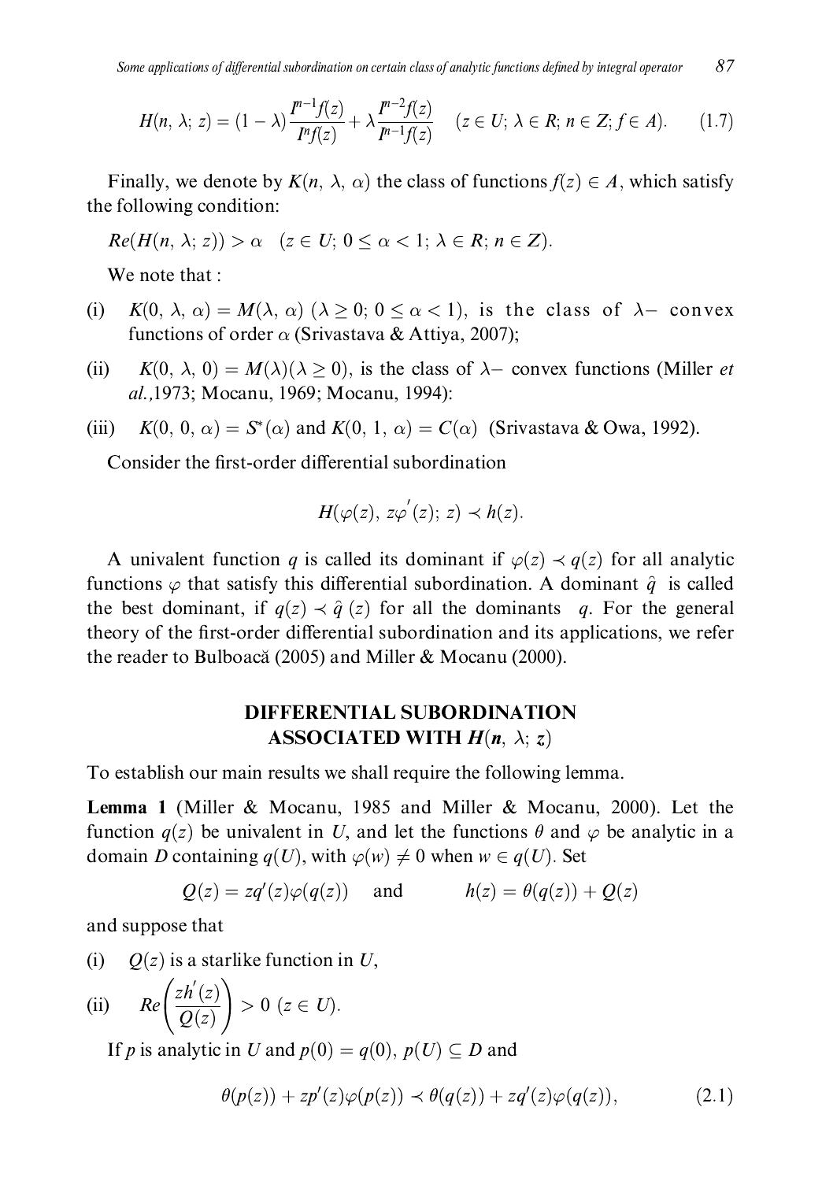$$H(n,\,\lambda;\,z) = (1-\lambda)\frac{I^{n-1}f(z)}{I^{n}f(z)} + \lambda\frac{I^{n-2}f(z)}{I^{n-1}f(z)} \quad (z \in U;\,\lambda \in R;\,n \in Z;\,f \in A). \tag{1.7}$$

Finally, we denote by $K(n,\,\lambda,\,\alpha)$ the class of functions $f(z) \in A$, which satisfy the following condition:

$Re(H(n,\,\lambda;\,z)) > \alpha \quad (z \in U;\,0 \leq \alpha < 1;\,\lambda \in R;\,n \in Z).$

We note that :

(i) $K(0,\,\lambda,\,\alpha) = M(\lambda,\,\alpha)$ $(\lambda \geq 0;\,0 \leq \alpha < 1)$, is the class of $\lambda-$ convex functions of order $\alpha$ (Srivastava & Attiya, 2007);

(ii) $K(0,\,\lambda,\,0) = M(\lambda)(\lambda \geq 0)$, is the class of $\lambda-$ convex functions (Miller *et al.*,1973; Mocanu, 1969; Mocanu, 1994):

(iii) $K(0,\,0,\,\alpha) = S^{*}(\alpha)$ and $K(0,\,1,\,\alpha) = C(\alpha)$ (Srivastava & Owa, 1992).

Consider the first-order differential subordination

$$H(\varphi(z),\,z\varphi'(z);\,z) \prec h(z).$$

A univalent function $q$ is called its dominant if $\varphi(z) \prec q(z)$ for all analytic functions $\varphi$ that satisfy this differential subordination. A dominant $\hat{q}$ is called the best dominant, if $q(z) \prec \hat{q}\,(z)$ for all the dominants $q$. For the general theory of the first-order differential subordination and its applications, we refer the reader to Bulboacă (2005) and Miller & Mocanu (2000).

## DIFFERENTIAL SUBORDINATION ASSOCIATED WITH $H(n,\,\lambda;\,z)$

To establish our main results we shall require the following lemma.

**Lemma 1** (Miller & Mocanu, 1985 and Miller & Mocanu, 2000). Let the function $q(z)$ be univalent in $U$, and let the functions $\theta$ and $\varphi$ be analytic in a domain $D$ containing $q(U)$, with $\varphi(w) \neq 0$ when $w \in q(U)$. Set

$$Q(z) = zq'(z)\varphi(q(z)) \quad \text{and} \quad h(z) = \theta(q(z)) + Q(z)$$

and suppose that

(i) $Q(z)$ is a starlike function in $U$,

(ii) $Re\left(\dfrac{zh'(z)}{Q(z)}\right) > 0 \ (z \in U).$

If $p$ is analytic in $U$ and $p(0) = q(0)$, $p(U) \subseteq D$ and

$$\theta(p(z)) + zp'(z)\varphi(p(z)) \prec \theta(q(z)) + zq'(z)\varphi(q(z)), \tag{2.1}$$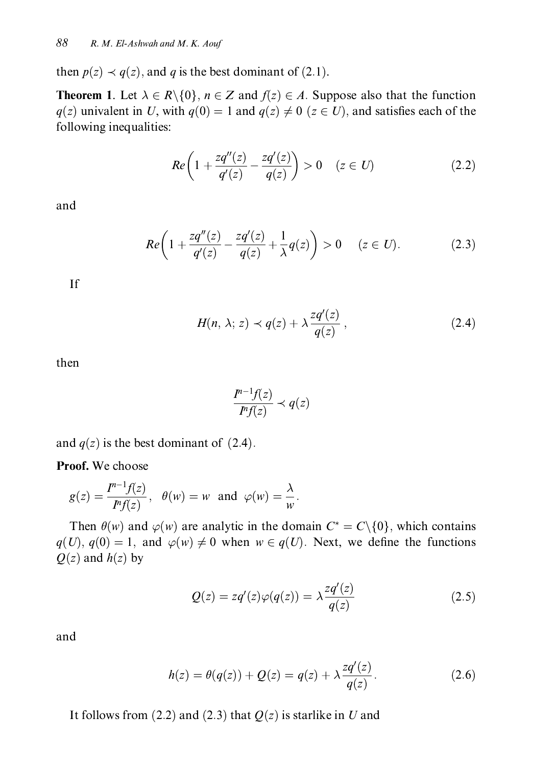then $p(z) \prec q(z)$, and $q$ is the best dominant of (2.1).

**Theorem 1**. Let $\lambda \in R\backslash\{0\}$, $n \in Z$ and $f(z) \in A$. Suppose also that the function $q(z)$ univalent in $U$, with $q(0) = 1$ and $q(z) \neq 0$ $(z \in U)$, and satisfies each of the following inequalities:

$$Re\left(1 + \frac{zq''(z)}{q'(z)} - \frac{zq'(z)}{q(z)}\right) > 0 \quad (z \in U) \tag{2.2}$$

and

$$Re\left(1 + \frac{zq''(z)}{q'(z)} - \frac{zq'(z)}{q(z)} + \frac{1}{\lambda}q(z)\right) > 0 \quad (z \in U). \tag{2.3}$$

If

$$H(n, \lambda; z) \prec q(z) + \lambda\frac{zq'(z)}{q(z)}, \tag{2.4}$$

then

$$\frac{I^{n-1}f(z)}{I^n f(z)} \prec q(z)$$

and $q(z)$ is the best dominant of (2.4).

**Proof.** We choose

$$g(z) = \frac{I^{n-1}f(z)}{I^n f(z)}, \quad \theta(w) = w \quad \text{and} \quad \varphi(w) = \frac{\lambda}{w}.$$

Then $\theta(w)$ and $\varphi(w)$ are analytic in the domain $C^* = C\backslash\{0\}$, which contains $q(U)$, $q(0) = 1$, and $\varphi(w) \neq 0$ when $w \in q(U)$. Next, we define the functions $Q(z)$ and $h(z)$ by

$$Q(z) = zq'(z)\varphi(q(z)) = \lambda\frac{zq'(z)}{q(z)} \tag{2.5}$$

and

$$h(z) = \theta(q(z)) + Q(z) = q(z) + \lambda\frac{zq'(z)}{q(z)}. \tag{2.6}$$

It follows from (2.2) and (2.3) that $Q(z)$ is starlike in $U$ and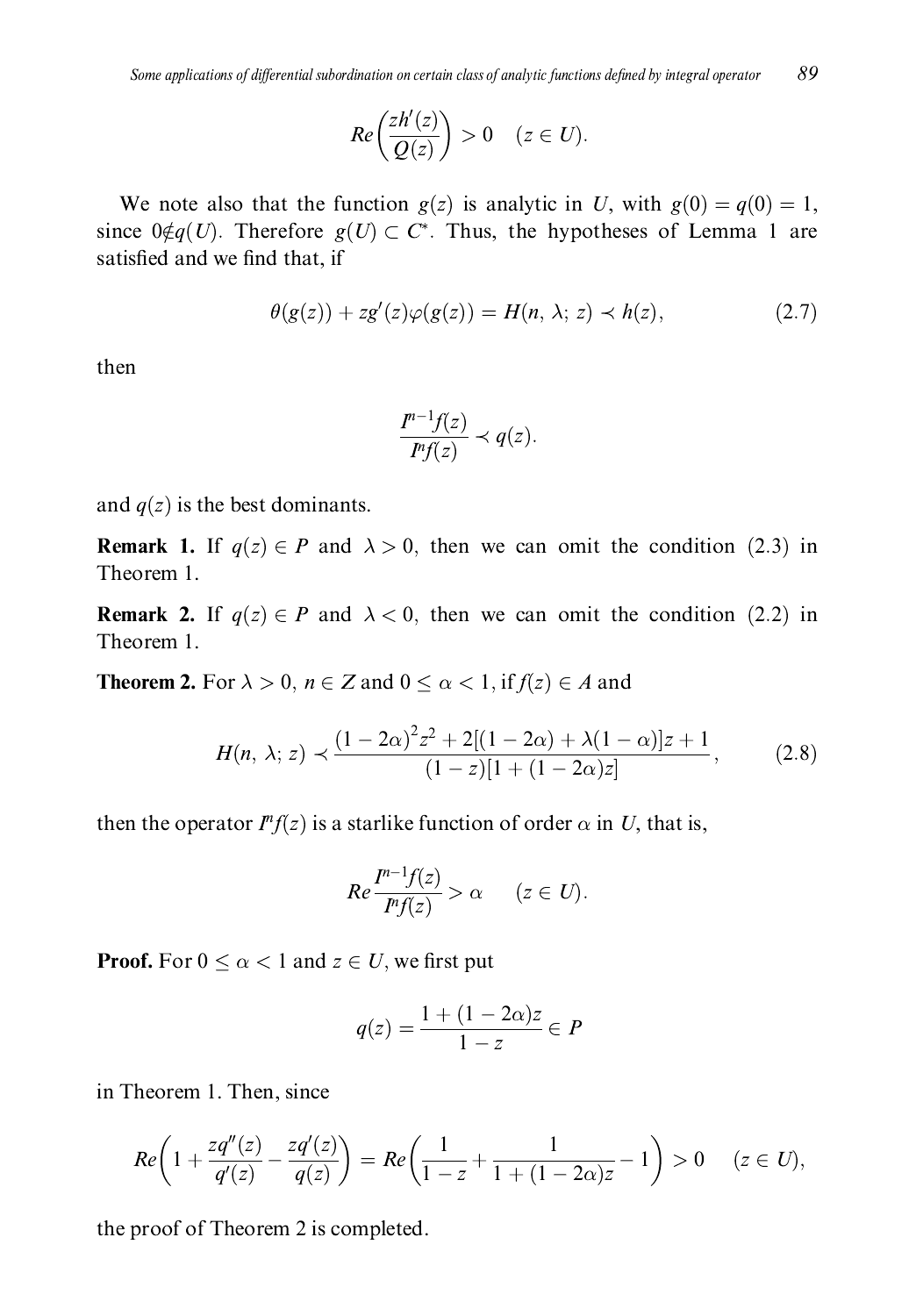$$Re\left(\frac{zh'(z)}{Q(z)}\right) > 0 \quad (z \in U).$$

We note also that the function $g(z)$ is analytic in $U$, with $g(0) = q(0) = 1$, since $0 \notin q(U)$. Therefore $g(U) \subset C^*$. Thus, the hypotheses of Lemma 1 are satisfied and we find that, if

$$\theta(g(z)) + zg'(z)\varphi(g(z)) = H(n, \lambda; z) \prec h(z), \tag{2.7}$$

then

$$\frac{I^{n-1}f(z)}{I^n f(z)} \prec q(z).$$

and $q(z)$ is the best dominants.

**Remark 1.** If $q(z) \in P$ and $\lambda > 0$, then we can omit the condition (2.3) in Theorem 1.

**Remark 2.** If $q(z) \in P$ and $\lambda < 0$, then we can omit the condition (2.2) in Theorem 1.

**Theorem 2.** For $\lambda > 0$, $n \in Z$ and $0 \leq \alpha < 1$, if $f(z) \in A$ and

$$H(n, \lambda; z) \prec \frac{(1-2\alpha)^2 z^2 + 2[(1-2\alpha) + \lambda(1-\alpha)]z + 1}{(1-z)[1+(1-2\alpha)z]}, \tag{2.8}$$

then the operator $I^n f(z)$ is a starlike function of order $\alpha$ in $U$, that is,

$$Re\frac{I^{n-1}f(z)}{I^n f(z)} > \alpha \qquad (z \in U).$$

**Proof.** For $0 \leq \alpha < 1$ and $z \in U$, we first put

$$q(z) = \frac{1+(1-2\alpha)z}{1-z} \in P$$

in Theorem 1. Then, since

$$Re\left(1 + \frac{zq''(z)}{q'(z)} - \frac{zq'(z)}{q(z)}\right) = Re\left(\frac{1}{1-z} + \frac{1}{1+(1-2\alpha)z} - 1\right) > 0 \quad (z \in U),$$

the proof of Theorem 2 is completed.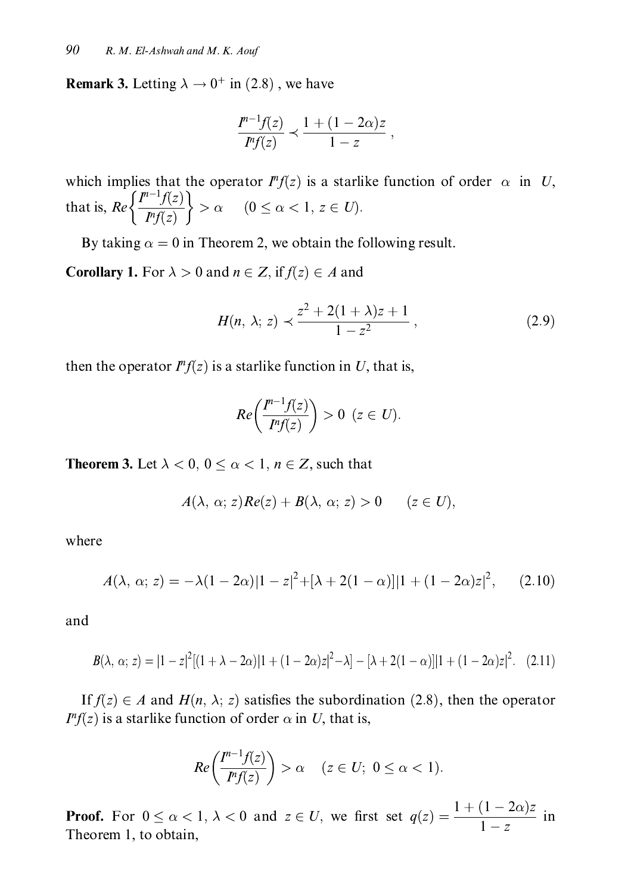**Remark 3.** Letting $\lambda \to 0^+$ in (2.8) , we have

$$\frac{I^{n-1}f(z)}{I^n f(z)} \prec \frac{1+(1-2\alpha)z}{1-z},$$

which implies that the operator $I^n f(z)$ is a starlike function of order $\alpha$ in $U$, that is, $Re\left\{\frac{I^{n-1}f(z)}{I^n f(z)}\right\} > \alpha \quad (0 \le \alpha < 1,\ z \in U)$.

By taking $\alpha = 0$ in Theorem 2, we obtain the following result.

**Corollary 1.** For $\lambda > 0$ and $n \in Z$, if $f(z) \in A$ and

$$H(n,\ \lambda;\ z) \prec \frac{z^2 + 2(1+\lambda)z + 1}{1-z^2}, \tag{2.9}$$

then the operator $I^n f(z)$ is a starlike function in $U$, that is,

$$Re\left(\frac{I^{n-1}f(z)}{I^n f(z)}\right) > 0 \ \ (z \in U).$$

**Theorem 3.** Let $\lambda < 0,\ 0 \le \alpha < 1,\ n \in Z$, such that

$$A(\lambda,\ \alpha;\ z)Re(z) + B(\lambda,\ \alpha;\ z) > 0 \qquad (z \in U),$$

where

$$A(\lambda,\ \alpha;\ z) = -\lambda(1-2\alpha)|1-z|^2 + [\lambda + 2(1-\alpha)]|1+(1-2\alpha)z|^2, \tag{2.10}$$

and

$$B(\lambda,\ \alpha;\ z) = |1-z|^2[(1+\lambda-2\alpha)|1+(1-2\alpha)z|^2 - \lambda] - [\lambda + 2(1-\alpha)]|1+(1-2\alpha)z|^2. \tag{2.11}$$

If $f(z) \in A$ and $H(n,\ \lambda;\ z)$ satisfies the subordination (2.8), then the operator $I^n f(z)$ is a starlike function of order $\alpha$ in $U$, that is,

$$Re\left(\frac{I^{n-1}f(z)}{I^n f(z)}\right) > \alpha \quad (z \in U;\ 0 \le \alpha < 1).$$

**Proof.** For $0 \le \alpha < 1$, $\lambda < 0$ and $z \in U$, we first set $q(z) = \dfrac{1+(1-2\alpha)z}{1-z}$ in Theorem 1, to obtain,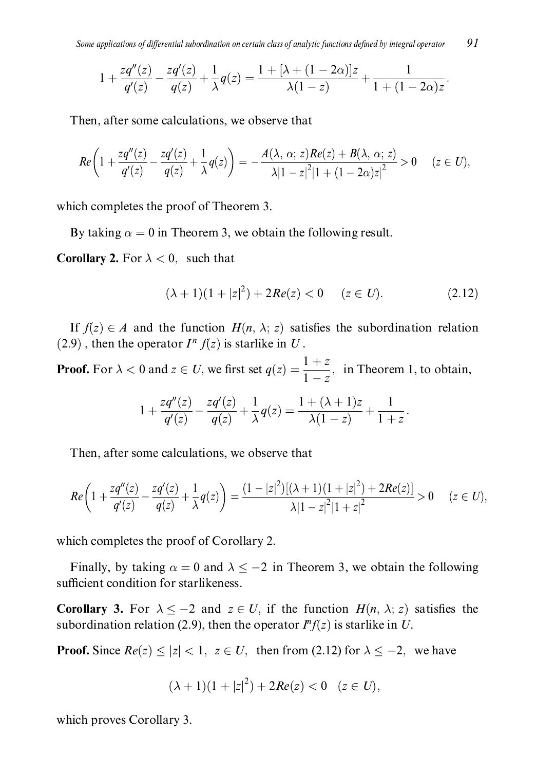$$1 + \frac{zq''(z)}{q'(z)} - \frac{zq'(z)}{q(z)} + \frac{1}{\lambda}q(z) = \frac{1 + [\lambda + (1 - 2\alpha)]z}{\lambda(1 - z)} + \frac{1}{1 + (1 - 2\alpha)z}.$$

Then, after some calculations, we observe that

$$Re\left(1 + \frac{zq''(z)}{q'(z)} - \frac{zq'(z)}{q(z)} + \frac{1}{\lambda}q(z)\right) = -\frac{A(\lambda,\, \alpha;\, z)Re(z) + B(\lambda,\, \alpha;\, z)}{\lambda|1 - z|^2|1 + (1 - 2\alpha)z|^2} > 0 \quad (z \in U),$$

which completes the proof of Theorem 3.

By taking $\alpha = 0$ in Theorem 3, we obtain the following result.

**Corollary 2.** For $\lambda < 0$, such that

$$(\lambda + 1)(1 + |z|^2) + 2Re(z) < 0 \qquad (z \in U). \tag{2.12}$$

If $f(z) \in A$ and the function $H(n,\, \lambda;\, z)$ satisfies the subordination relation (2.9) , then the operator $I^n\, f(z)$ is starlike in $U$ .

**Proof.** For $\lambda < 0$ and $z \in U$, we first set $q(z) = \dfrac{1 + z}{1 - z}$, in Theorem 1, to obtain,

$$1 + \frac{zq''(z)}{q'(z)} - \frac{zq'(z)}{q(z)} + \frac{1}{\lambda}q(z) = \frac{1 + (\lambda + 1)z}{\lambda(1 - z)} + \frac{1}{1 + z}.$$

Then, after some calculations, we observe that

$$Re\left(1 + \frac{zq''(z)}{q'(z)} - \frac{zq'(z)}{q(z)} + \frac{1}{\lambda}q(z)\right) = \frac{(1 - |z|^2)[(\lambda + 1)(1 + |z|^2) + 2Re(z)]}{\lambda|1 - z|^2|1 + z|^2} > 0 \quad (z \in U),$$

which completes the proof of Corollary 2.

Finally, by taking $\alpha = 0$ and $\lambda \leq -2$ in Theorem 3, we obtain the following sufficient condition for starlikeness.

**Corollary 3.** For $\lambda \leq -2$ and $z \in U$, if the function $H(n,\, \lambda;\, z)$ satisfies the subordination relation (2.9), then the operator $I^n f(z)$ is starlike in $U$.

**Proof.** Since $Re(z) \leq |z| < 1,\ z \in U$, then from (2.12) for $\lambda \leq -2$, we have

$$(\lambda + 1)(1 + |z|^2) + 2Re(z) < 0 \quad (z \in U),$$

which proves Corollary 3.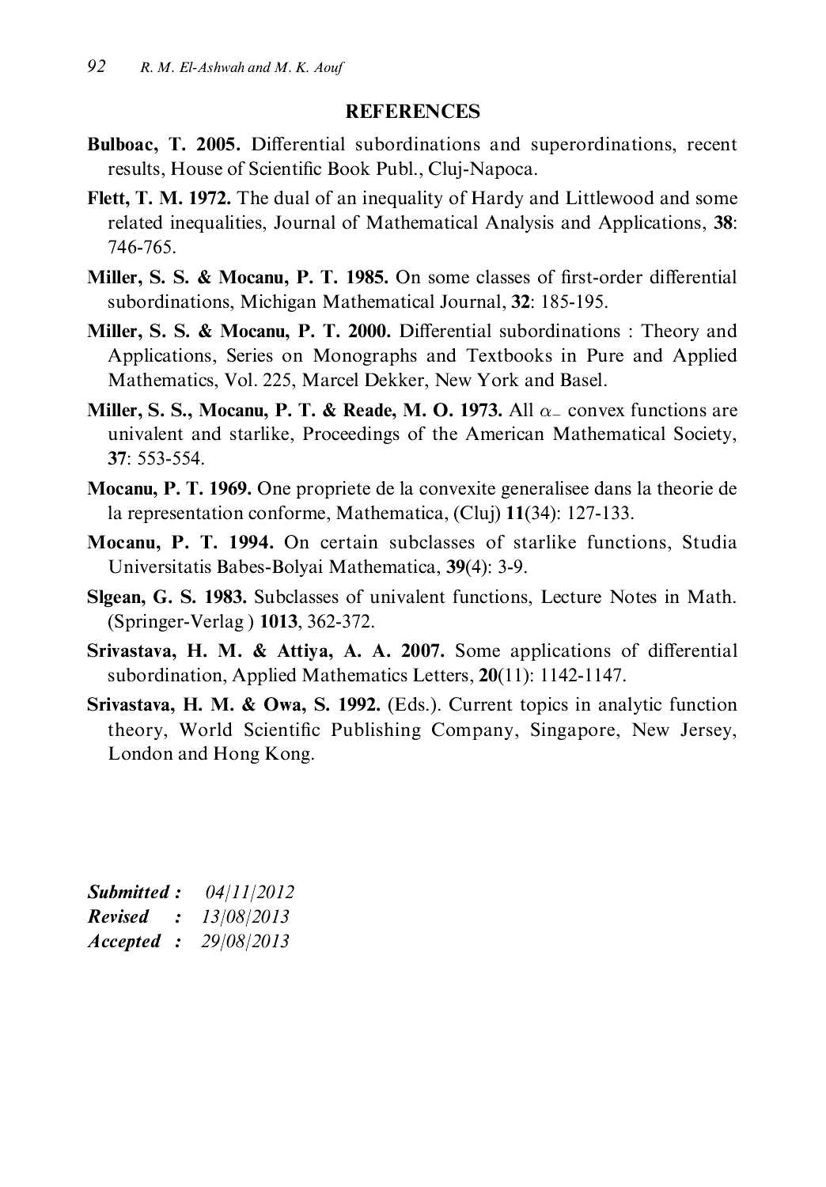## REFERENCES

**Bulboac, T. 2005.** Differential subordinations and superordinations, recent results, House of Scientific Book Publ., Cluj-Napoca.

**Flett, T. M. 1972.** The dual of an inequality of Hardy and Littlewood and some related inequalities, Journal of Mathematical Analysis and Applications, **38**: 746-765.

**Miller, S. S. & Mocanu, P. T. 1985.** On some classes of first-order differential subordinations, Michigan Mathematical Journal, **32**: 185-195.

**Miller, S. S. & Mocanu, P. T. 2000.** Differential subordinations : Theory and Applications, Series on Monographs and Textbooks in Pure and Applied Mathematics, Vol. 225, Marcel Dekker, New York and Basel.

**Miller, S. S., Mocanu, P. T. & Reade, M. O. 1973.** All $\alpha_{-}$ convex functions are univalent and starlike, Proceedings of the American Mathematical Society, **37**: 553-554.

**Mocanu, P. T. 1969.** One propriete de la convexite generalisee dans la theorie de la representation conforme, Mathematica, (Cluj) **11**(34): 127-133.

**Mocanu, P. T. 1994.** On certain subclasses of starlike functions, Studia Universitatis Babes-Bolyai Mathematica, **39**(4): 3-9.

**Slgean, G. S. 1983.** Subclasses of univalent functions, Lecture Notes in Math. (Springer-Verlag ) **1013**, 362-372.

**Srivastava, H. M. & Attiya, A. A. 2007.** Some applications of differential subordination, Applied Mathematics Letters, **20**(11): 1142-1147.

**Srivastava, H. M. & Owa, S. 1992.** (Eds.). Current topics in analytic function theory, World Scientific Publishing Company, Singapore, New Jersey, London and Hong Kong.

***Submitted :*** *04/11/2012*
***Revised :*** *13/08/2013*
***Accepted :*** *29/08/2013*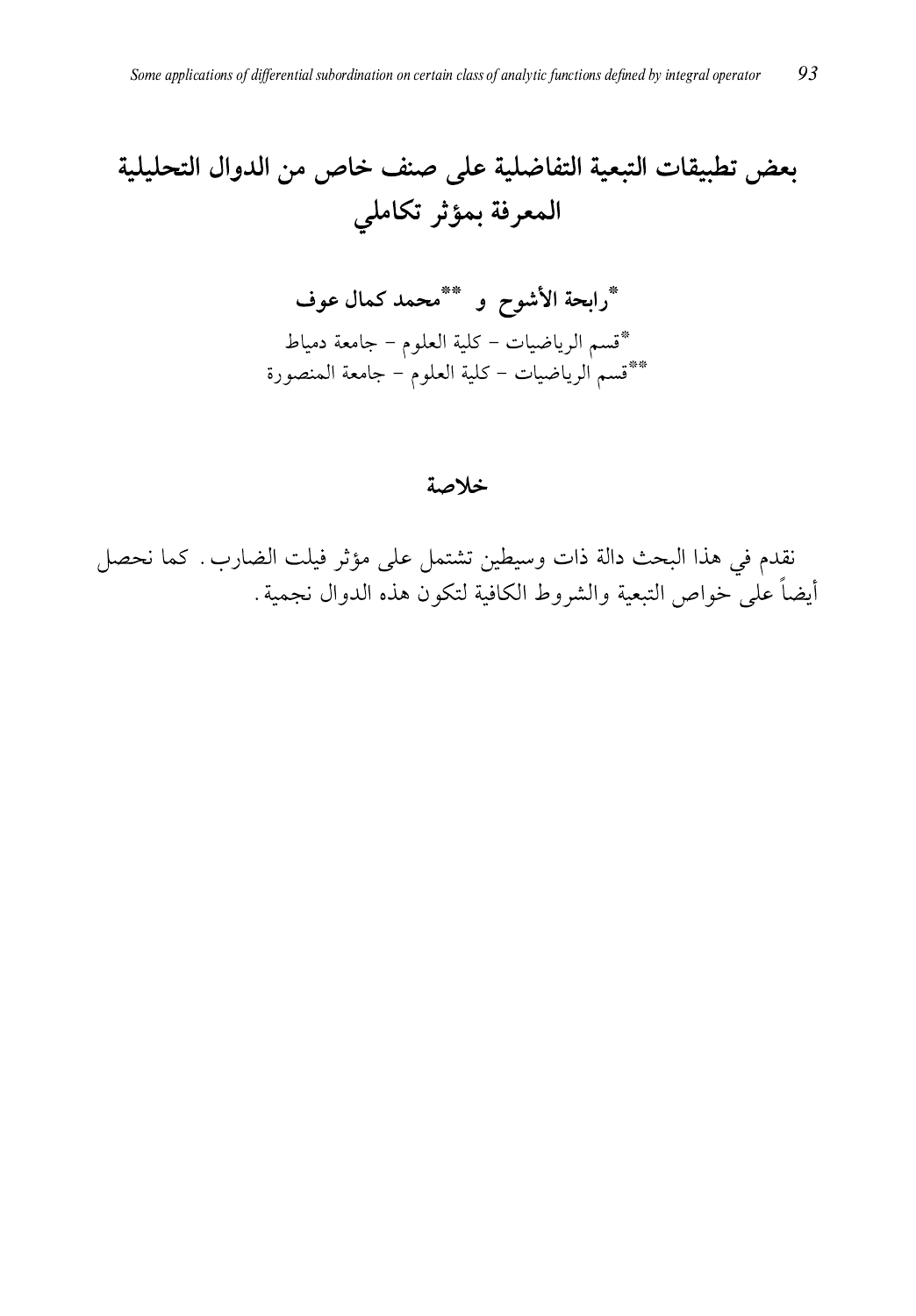# بعض تطبيقات التبعية التفاضلية على صنف خاص من الدوال التحليلية المعرفة بمؤثر تكاملي

**[*] رابحة الأشوح و [**] محمد كمال عوف**

[*] قسم الرياضيات – كلية العلوم – جامعة دمياط

[**] قسم الرياضيات – كلية العلوم – جامعة المنصورة

## خلاصة

نقدم في هذا البحث دالة ذات وسيطين تشتمل على مؤثر فيلت الضارب. كما نحصل أيضاً على خواص التبعية والشروط الكافية لتكون هذه الدوال نجمية.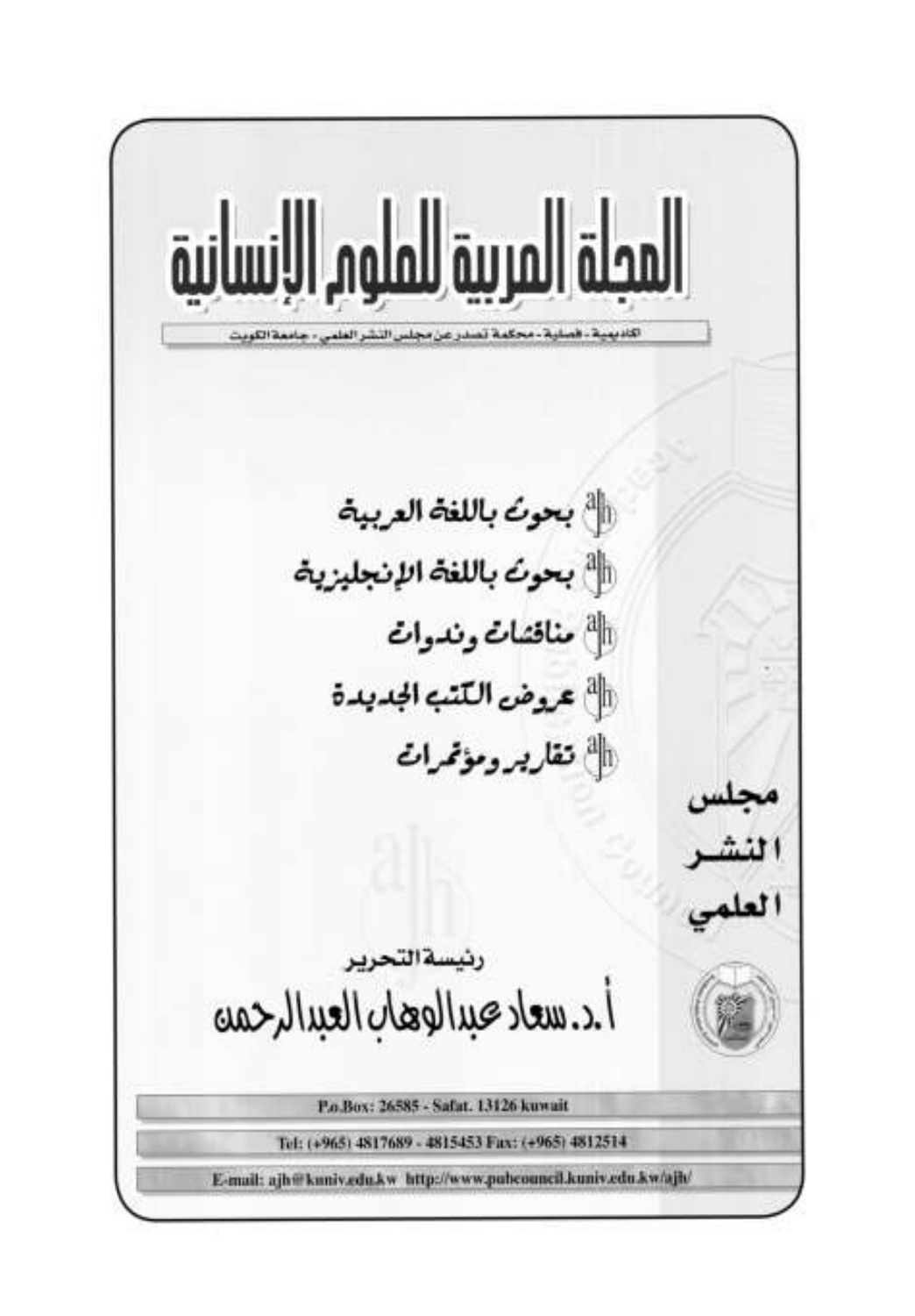# المجلة العربية للعلوم الإنسانية

أكاديمية - فصلية - محكمة تصدر عن مجلس النشر العلمي - جامعة الكويت

- بحوث باللغة العربية
- بحوث باللغة الإنجليزية
- مناقشات وندوات
- عروض الكتب الجديدة
- تقارير ومؤتمرات

مجلس النشر العلمي

رئيسة التحرير

أ.د. سعاد عبدالوهاب العبدالرحمن

P.o.Box: 26585 - Safat. 13126 kuwait

Tel: (+965) 4817689 - 4815453 Fax: (+965) 4812514

E-mail: ajh@kuniv.edu.kw http://www.pubcouncil.kuniv.edu.kw/ajh/